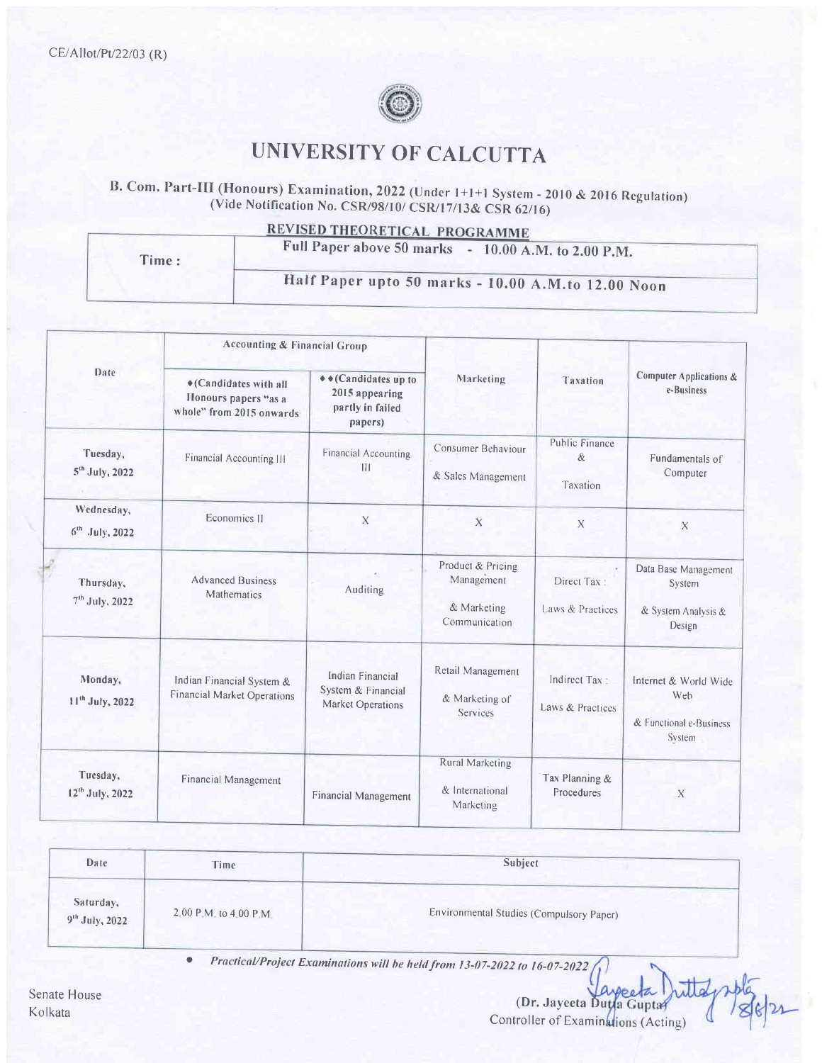CE/Allot/Pt/22/03 (R)

# UNIVERSITY OF CALCUTTA

## B. Com. Part-III (Honours) Examination, 2022 (Under 1+1+1 System - 2010 & 2016 Regulation)
(Vide Notification No. CSR/98/10/ CSR/17/13& CSR 62/16)

**REVISED THEORETICAL PROGRAMME**

| Time : | |
|---|---|
| | **Full Paper above 50 marks - 10.00 A.M. to 2.00 P.M.** |
| | **Half Paper upto 50 marks - 10.00 A.M.to 12.00 Noon** |

| Date | Accounting & Financial Group | | Marketing | Taxation | Computer Applications & e-Business |
|---|---|---|---|---|---|
| | ♦(Candidates with all Honours papers "as a whole" from 2015 onwards | ♦♦(Candidates up to 2015 appearing partly in failed papers) | | | |
| Tuesday, 5th July, 2022 | Financial Accounting III | Financial Accounting III | Consumer Behaviour & Sales Management | Public Finance & Taxation | Fundamentals of Computer |
| Wednesday, 6th July, 2022 | Economics II | X | X | X | X |
| Thursday, 7th July, 2022 | Advanced Business Mathematics | Auditing | Product & Pricing Management & Marketing Communication | Direct Tax : Laws & Practices | Data Base Management System & System Analysis & Design |
| Monday, 11th July, 2022 | Indian Financial System & Financial Market Operations | Indian Financial System & Financial Market Operations | Retail Management & Marketing of Services | Indirect Tax : Laws & Practices | Internet & World Wide Web & Functional e-Business System |
| Tuesday, 12th July, 2022 | Financial Management | Financial Management | Rural Marketing & International Marketing | Tax Planning & Procedures | X |

| Date | Time | Subject |
|---|---|---|
| Saturday, 9th July, 2022 | 2.00 P.M. to 4.00 P.M. | Environmental Studies (Compulsory Paper) |

- *Practical/Project Examinations will be held from 13-07-2022 to 16-07-2022*

Senate House
Kolkata

(Dr. Jayeeta Dutta Gupta)
Controller of Examinations (Acting)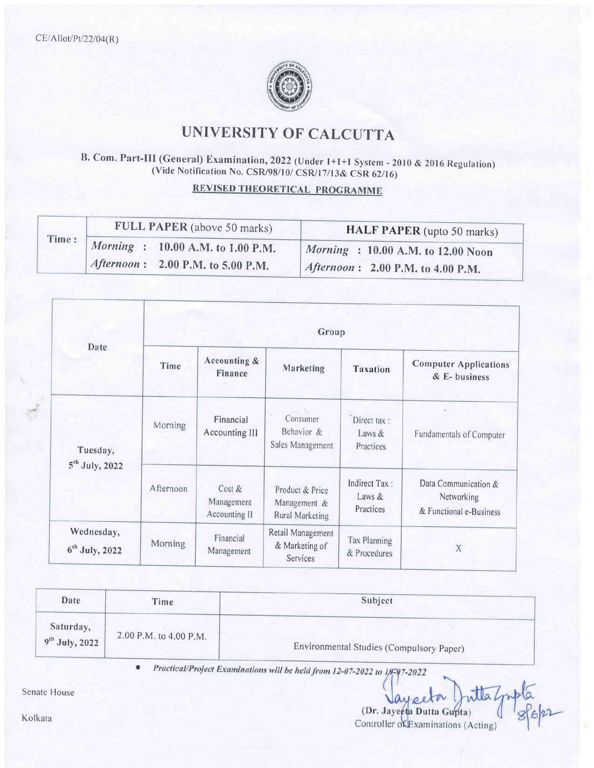CE/Allot/Pt/22/04(R)

# UNIVERSITY OF CALCUTTA

## B. Com. Part-III (General) Examination, 2022 (Under 1+1+1 System - 2010 & 2016 Regulation)

(Vide Notification No. CSR/98/10/ CSR/17/13& CSR 62/16)

### REVISED THEORETICAL PROGRAMME

| | | |
|---|---|---|
| Time : | **FULL PAPER** (above 50 marks) | **HALF PAPER** (upto 50 marks) |
| | *Morning* : 10.00 A.M. to 1.00 P.M. | *Morning* : 10.00 A.M. to 12.00 Noon |
| | *Afternoon* : 2.00 P.M. to 5.00 P.M. | *Afternoon* : 2.00 P.M. to 4.00 P.M. |

| Date | Group | | | | |
|---|---|---|---|---|---|
| | Time | Accounting & Finance | Marketing | Taxation | Computer Applications & E- business |
| Tuesday, 5th July, 2022 | Morning | Financial Accounting III | Consumer Behavior & Sales Management | Direct tax : Laws & Practices | Fundamentals of Computer |
| | Afternoon | Cost & Management Accounting II | Product & Price Management & Rural Marketing | Indirect Tax : Laws & Practices | Data Communication & Networking & Functional e-Business |
| Wednesday, 6th July, 2022 | Morning | Financial Management | Retail Management & Marketing of Services | Tax Planning & Procedures | X |

| Date | Time | Subject |
|---|---|---|
| Saturday, 9th July, 2022 | 2.00 P.M. to 4.00 P.M. | Environmental Studies (Compulsory Paper) |

- *Practical/Project Examinations will be held from 12-07-2022 to 19-07-2022*

Senate House

Kolkata

Jayeeta Dutta Gupta 8/6/22

(Dr. Jayeeta Dutta Gupta)

Controller of Examinations (Acting)